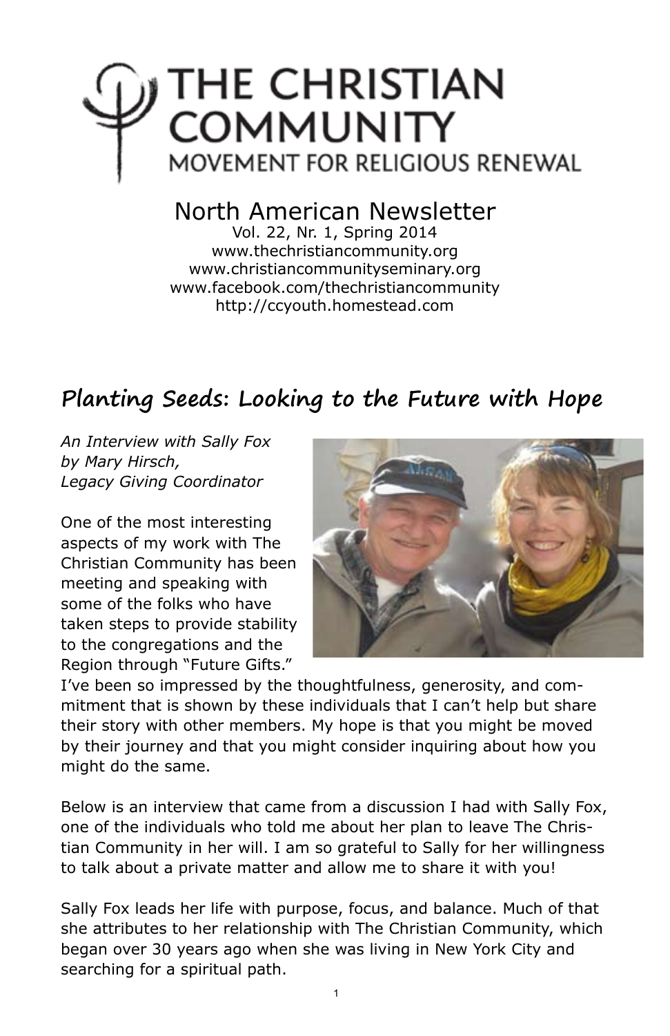# THE CHRISTIAN COMMUNITY
## MOVEMENT FOR RELIGIOUS RENEWAL

North American Newsletter
Vol. 22, Nr. 1, Spring 2014
www.thechristiancommunity.org
www.christiancommunityseminary.org
www.facebook.com/thechristiancommunity
http://ccyouth.homestead.com

## Planting Seeds: Looking to the Future with Hope

*An Interview with Sally Fox by Mary Hirsch, Legacy Giving Coordinator*

One of the most interesting aspects of my work with The Christian Community has been meeting and speaking with some of the folks who have taken steps to provide stability to the congregations and the Region through "Future Gifts." I've been so impressed by the thoughtfulness, generosity, and commitment that is shown by these individuals that I can't help but share their story with other members. My hope is that you might be moved by their journey and that you might consider inquiring about how you might do the same.

Below is an interview that came from a discussion I had with Sally Fox, one of the individuals who told me about her plan to leave The Christian Community in her will. I am so grateful to Sally for her willingness to talk about a private matter and allow me to share it with you!

Sally Fox leads her life with purpose, focus, and balance. Much of that she attributes to her relationship with The Christian Community, which began over 30 years ago when she was living in New York City and searching for a spiritual path.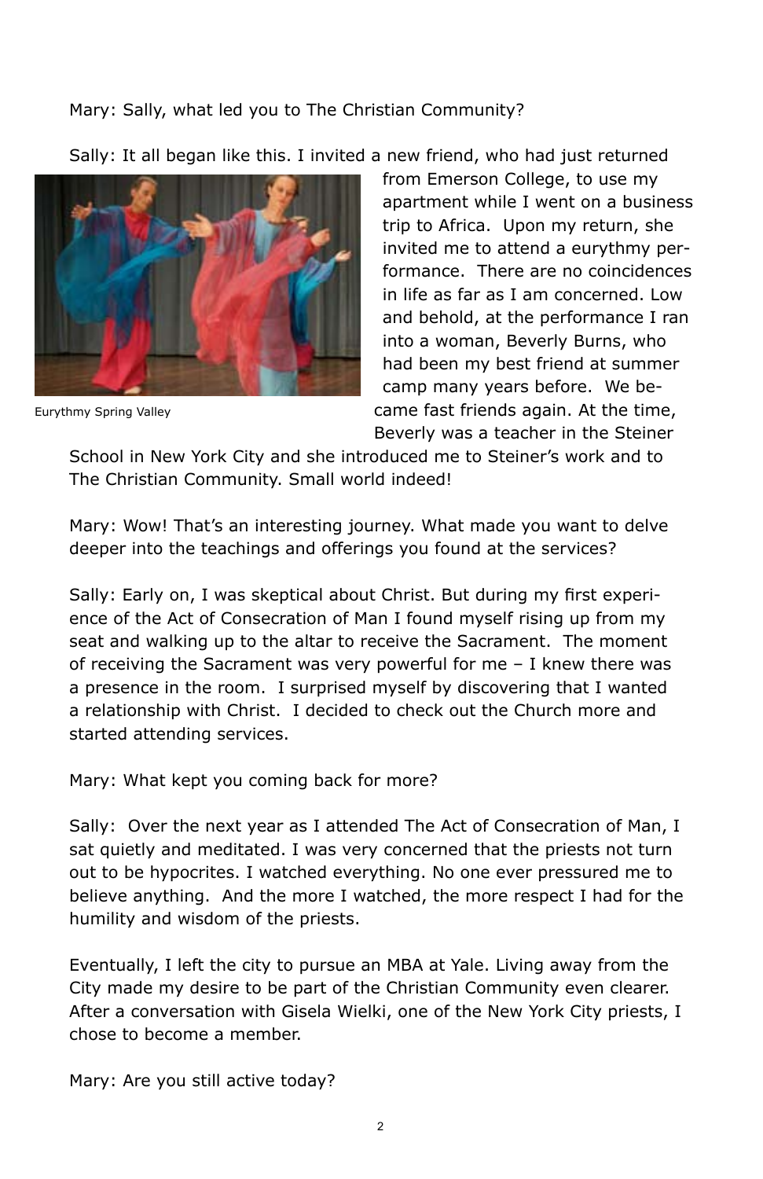Mary: Sally, what led you to The Christian Community?

Sally: It all began like this. I invited a new friend, who had just returned from Emerson College, to use my apartment while I went on a business trip to Africa. Upon my return, she invited me to attend a eurythmy performance. There are no coincidences in life as far as I am concerned. Low and behold, at the performance I ran into a woman, Beverly Burns, who had been my best friend at summer camp many years before. We became fast friends again. At the time, Beverly was a teacher in the Steiner School in New York City and she introduced me to Steiner's work and to The Christian Community. Small world indeed!

Eurythmy Spring Valley

Mary: Wow! That's an interesting journey. What made you want to delve deeper into the teachings and offerings you found at the services?

Sally: Early on, I was skeptical about Christ. But during my first experience of the Act of Consecration of Man I found myself rising up from my seat and walking up to the altar to receive the Sacrament. The moment of receiving the Sacrament was very powerful for me – I knew there was a presence in the room. I surprised myself by discovering that I wanted a relationship with Christ. I decided to check out the Church more and started attending services.

Mary: What kept you coming back for more?

Sally: Over the next year as I attended The Act of Consecration of Man, I sat quietly and meditated. I was very concerned that the priests not turn out to be hypocrites. I watched everything. No one ever pressured me to believe anything. And the more I watched, the more respect I had for the humility and wisdom of the priests.

Eventually, I left the city to pursue an MBA at Yale. Living away from the City made my desire to be part of the Christian Community even clearer. After a conversation with Gisela Wielki, one of the New York City priests, I chose to become a member.

Mary: Are you still active today?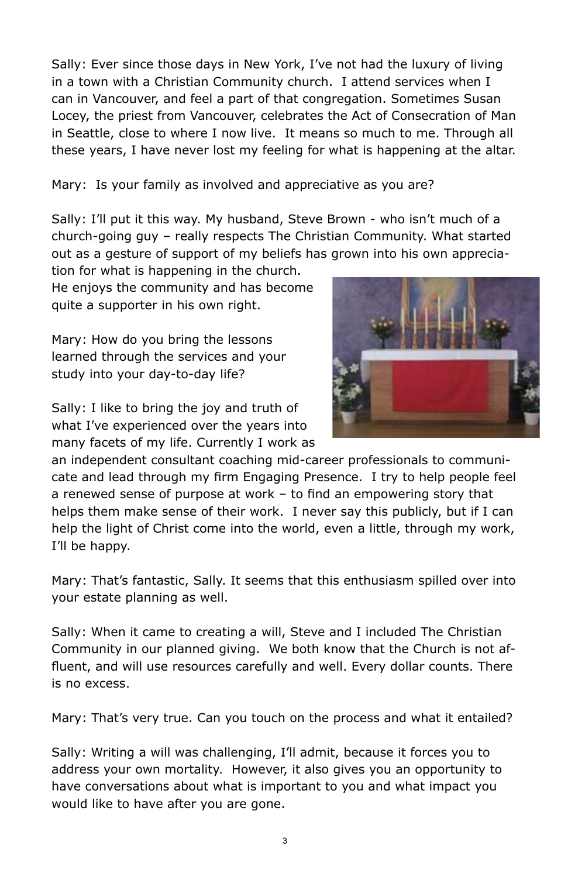Sally: Ever since those days in New York, I've not had the luxury of living in a town with a Christian Community church. I attend services when I can in Vancouver, and feel a part of that congregation. Sometimes Susan Locey, the priest from Vancouver, celebrates the Act of Consecration of Man in Seattle, close to where I now live. It means so much to me. Through all these years, I have never lost my feeling for what is happening at the altar.

Mary: Is your family as involved and appreciative as you are?

Sally: I'll put it this way. My husband, Steve Brown - who isn't much of a church-going guy – really respects The Christian Community. What started out as a gesture of support of my beliefs has grown into his own appreciation for what is happening in the church. He enjoys the community and has become quite a supporter in his own right.

Mary: How do you bring the lessons learned through the services and your study into your day-to-day life?

Sally: I like to bring the joy and truth of what I've experienced over the years into many facets of my life. Currently I work as an independent consultant coaching mid-career professionals to communicate and lead through my firm Engaging Presence. I try to help people feel a renewed sense of purpose at work – to find an empowering story that helps them make sense of their work. I never say this publicly, but if I can help the light of Christ come into the world, even a little, through my work, I'll be happy.

Mary: That's fantastic, Sally. It seems that this enthusiasm spilled over into your estate planning as well.

Sally: When it came to creating a will, Steve and I included The Christian Community in our planned giving. We both know that the Church is not affluent, and will use resources carefully and well. Every dollar counts. There is no excess.

Mary: That's very true. Can you touch on the process and what it entailed?

Sally: Writing a will was challenging, I'll admit, because it forces you to address your own mortality. However, it also gives you an opportunity to have conversations about what is important to you and what impact you would like to have after you are gone.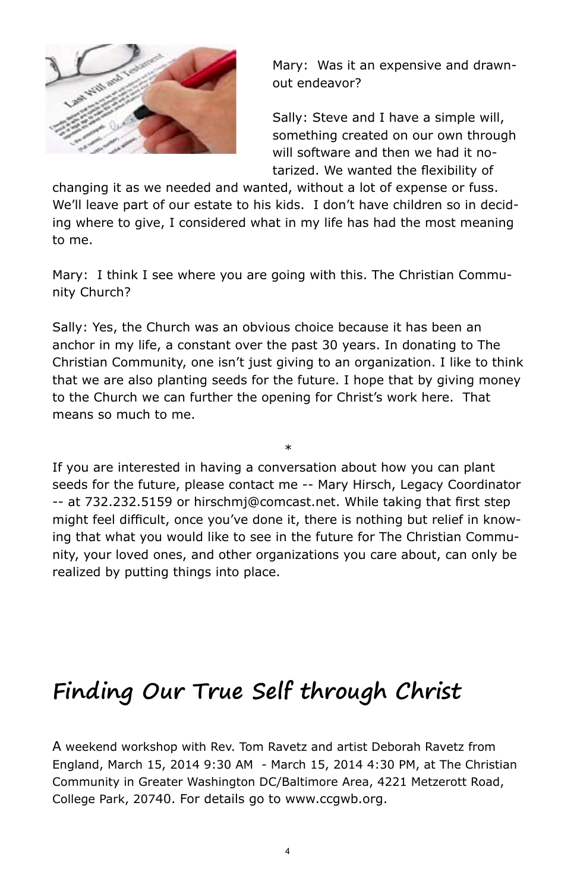Mary: Was it an expensive and drawn-out endeavor?

Sally: Steve and I have a simple will, something created on our own through will software and then we had it notarized. We wanted the flexibility of changing it as we needed and wanted, without a lot of expense or fuss. We'll leave part of our estate to his kids. I don't have children so in deciding where to give, I considered what in my life has had the most meaning to me.

Mary: I think I see where you are going with this. The Christian Community Church?

Sally: Yes, the Church was an obvious choice because it has been an anchor in my life, a constant over the past 30 years. In donating to The Christian Community, one isn't just giving to an organization. I like to think that we are also planting seeds for the future. I hope that by giving money to the Church we can further the opening for Christ's work here. That means so much to me.

*

If you are interested in having a conversation about how you can plant seeds for the future, please contact me -- Mary Hirsch, Legacy Coordinator -- at 732.232.5159 or hirschmj@comcast.net. While taking that first step might feel difficult, once you've done it, there is nothing but relief in knowing that what you would like to see in the future for The Christian Community, your loved ones, and other organizations you care about, can only be realized by putting things into place.

# Finding Our True Self through Christ

A weekend workshop with Rev. Tom Ravetz and artist Deborah Ravetz from England, March 15, 2014 9:30 AM - March 15, 2014 4:30 PM, at The Christian Community in Greater Washington DC/Baltimore Area, 4221 Metzerott Road, College Park, 20740. For details go to www.ccgwb.org.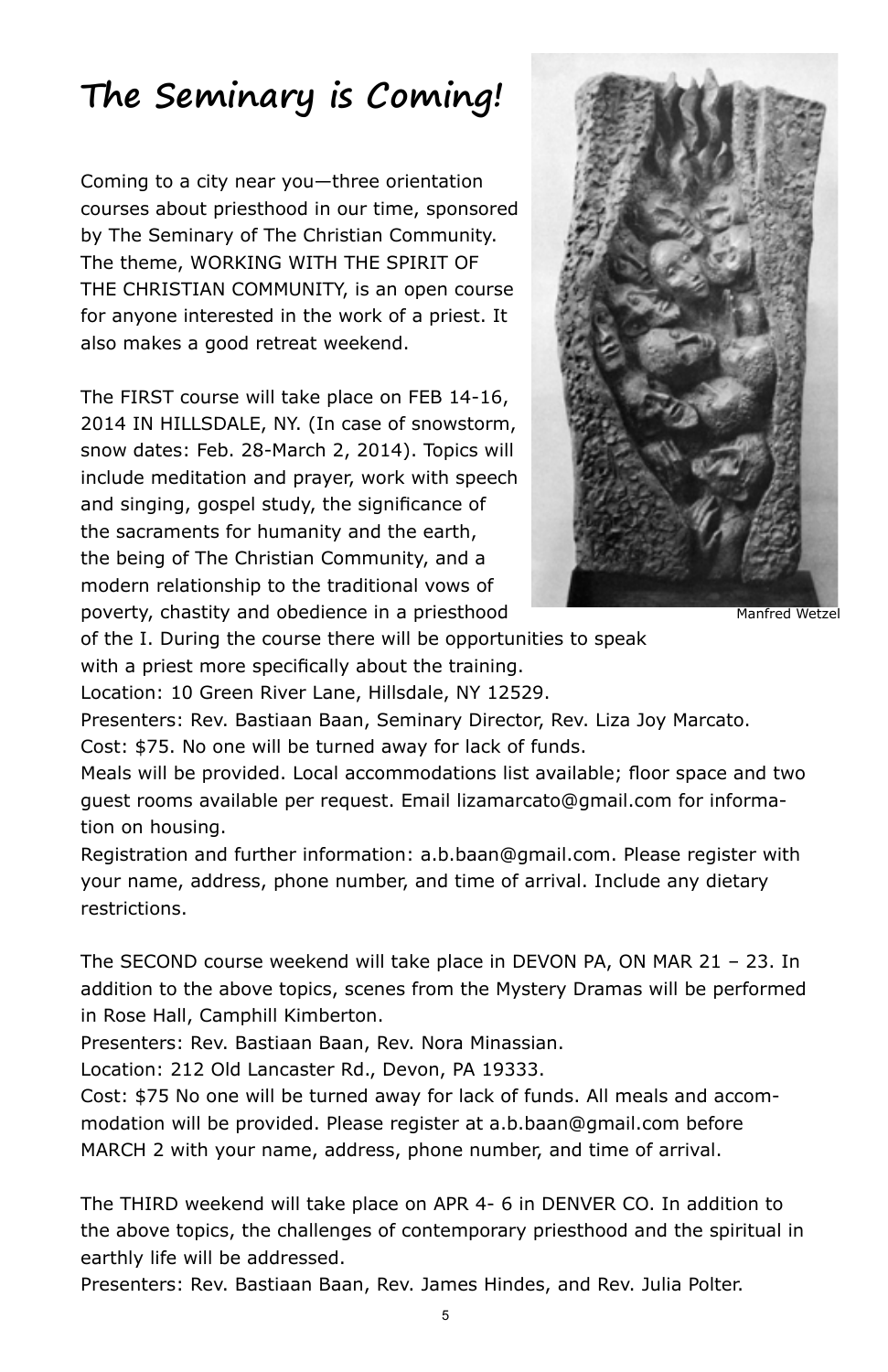# The Seminary is Coming!

Coming to a city near you—three orientation courses about priesthood in our time, sponsored by The Seminary of The Christian Community. The theme, WORKING WITH THE SPIRIT OF THE CHRISTIAN COMMUNITY, is an open course for anyone interested in the work of a priest. It also makes a good retreat weekend.

The FIRST course will take place on FEB 14-16, 2014 IN HILLSDALE, NY. (In case of snowstorm, snow dates: Feb. 28-March 2, 2014). Topics will include meditation and prayer, work with speech and singing, gospel study, the significance of the sacraments for humanity and the earth, the being of The Christian Community, and a modern relationship to the traditional vows of poverty, chastity and obedience in a priesthood of the I. During the course there will be opportunities to speak with a priest more specifically about the training.

Manfred Wetzel

Location: 10 Green River Lane, Hillsdale, NY 12529.
Presenters: Rev. Bastiaan Baan, Seminary Director, Rev. Liza Joy Marcato.
Cost: $75. No one will be turned away for lack of funds.
Meals will be provided. Local accommodations list available; floor space and two guest rooms available per request. Email lizamarcato@gmail.com for information on housing.
Registration and further information: a.b.baan@gmail.com. Please register with your name, address, phone number, and time of arrival. Include any dietary restrictions.

The SECOND course weekend will take place in DEVON PA, ON MAR 21 – 23. In addition to the above topics, scenes from the Mystery Dramas will be performed in Rose Hall, Camphill Kimberton.
Presenters: Rev. Bastiaan Baan, Rev. Nora Minassian.
Location: 212 Old Lancaster Rd., Devon, PA 19333.
Cost: $75 No one will be turned away for lack of funds. All meals and accommodation will be provided. Please register at a.b.baan@gmail.com before MARCH 2 with your name, address, phone number, and time of arrival.

The THIRD weekend will take place on APR 4- 6 IN DENVER CO. In addition to the above topics, the challenges of contemporary priesthood and the spiritual in earthly life will be addressed.
Presenters: Rev. Bastiaan Baan, Rev. James Hindes, and Rev. Julia Polter.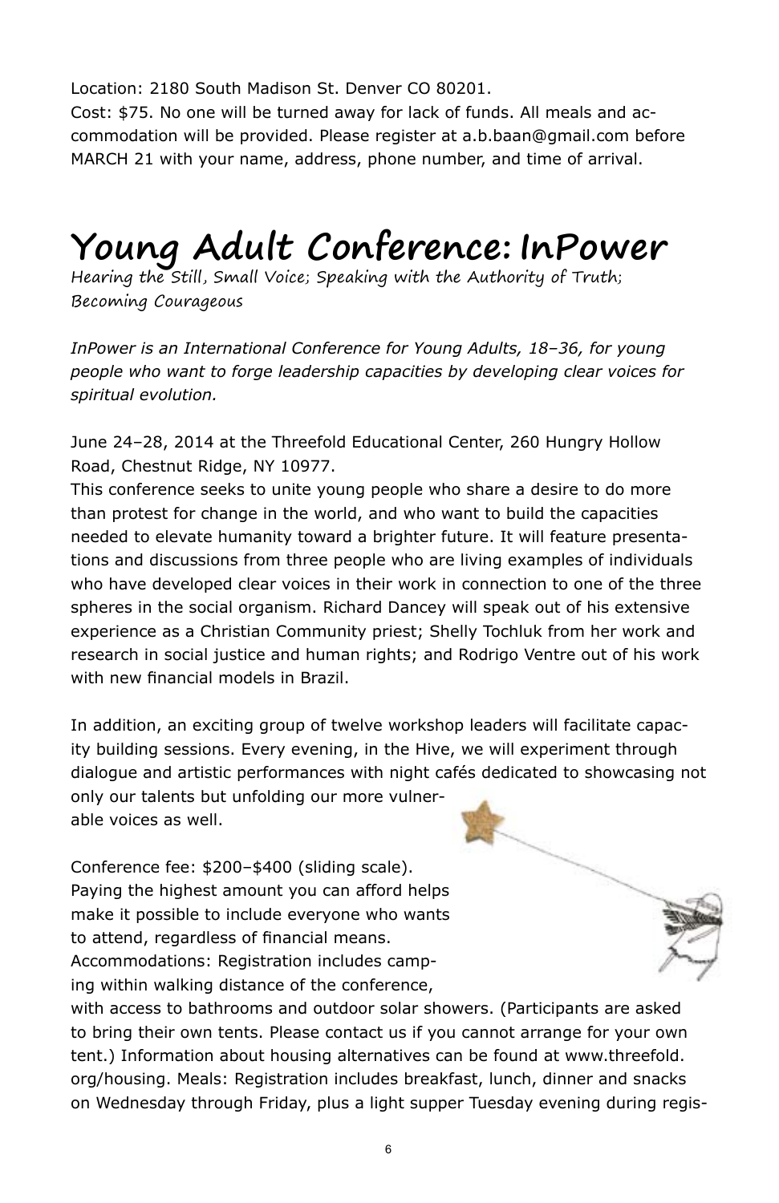Location: 2180 South Madison St. Denver CO 80201.
Cost: $75. No one will be turned away for lack of funds. All meals and accommodation will be provided. Please register at a.b.baan@gmail.com before MARCH 21 with your name, address, phone number, and time of arrival.

# Young Adult Conference: InPower

Hearing the Still, Small Voice; Speaking with the Authority of Truth; Becoming Courageous

*InPower is an International Conference for Young Adults, 18–36, for young people who want to forge leadership capacities by developing clear voices for spiritual evolution.*

June 24–28, 2014 at the Threefold Educational Center, 260 Hungry Hollow Road, Chestnut Ridge, NY 10977.
This conference seeks to unite young people who share a desire to do more than protest for change in the world, and who want to build the capacities needed to elevate humanity toward a brighter future. It will feature presentations and discussions from three people who are living examples of individuals who have developed clear voices in their work in connection to one of the three spheres in the social organism. Richard Dancey will speak out of his extensive experience as a Christian Community priest; Shelly Tochluk from her work and research in social justice and human rights; and Rodrigo Ventre out of his work with new financial models in Brazil.

In addition, an exciting group of twelve workshop leaders will facilitate capacity building sessions. Every evening, in the Hive, we will experiment through dialogue and artistic performances with night cafés dedicated to showcasing not only our talents but unfolding our more vulnerable voices as well.

Conference fee: $200–$400 (sliding scale). Paying the highest amount you can afford helps make it possible to include everyone who wants to attend, regardless of financial means.
Accommodations: Registration includes camping within walking distance of the conference, with access to bathrooms and outdoor solar showers. (Participants are asked to bring their own tents. Please contact us if you cannot arrange for your own tent.) Information about housing alternatives can be found at www.threefold.org/housing. Meals: Registration includes breakfast, lunch, dinner and snacks on Wednesday through Friday, plus a light supper Tuesday evening during regis-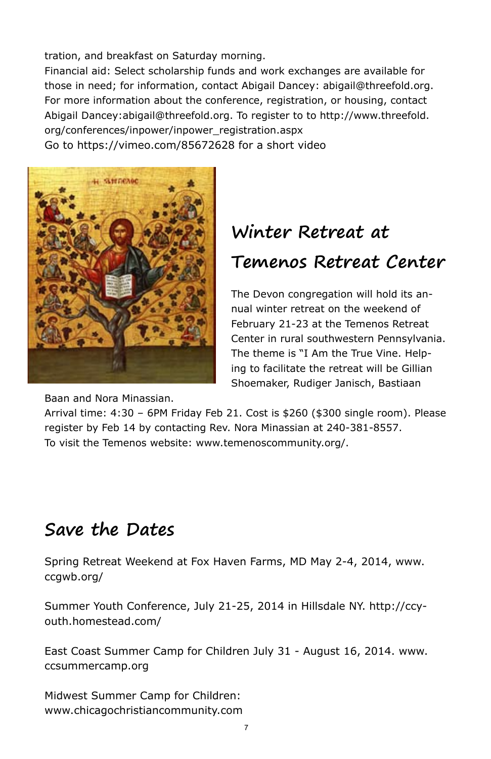tration, and breakfast on Saturday morning.
Financial aid: Select scholarship funds and work exchanges are available for those in need; for information, contact Abigail Dancey: abigail@threefold.org.
For more information about the conference, registration, or housing, contact Abigail Dancey:abigail@threefold.org. To register to to http://www.threefold.org/conferences/inpower/inpower_registration.aspx
Go to https://vimeo.com/85672628 for a short video

## Winter Retreat at Temenos Retreat Center

The Devon congregation will hold its annual winter retreat on the weekend of February 21-23 at the Temenos Retreat Center in rural southwestern Pennsylvania. The theme is "I Am the True Vine. Helping to facilitate the retreat will be Gillian Shoemaker, Rudiger Janisch, Bastiaan Baan and Nora Minassian.
Arrival time: 4:30 – 6PM Friday Feb 21. Cost is $260 ($300 single room). Please register by Feb 14 by contacting Rev. Nora Minassian at 240-381-8557.
To visit the Temenos website: www.temenoscommunity.org/.

## Save the Dates

Spring Retreat Weekend at Fox Haven Farms, MD May 2-4, 2014, www.ccgwb.org/

Summer Youth Conference, July 21-25, 2014 in Hillsdale NY. http://ccyouth.homestead.com/

East Coast Summer Camp for Children July 31 - August 16, 2014. www.ccsummercamp.org

Midwest Summer Camp for Children:
www.chicagochristiancommunity.com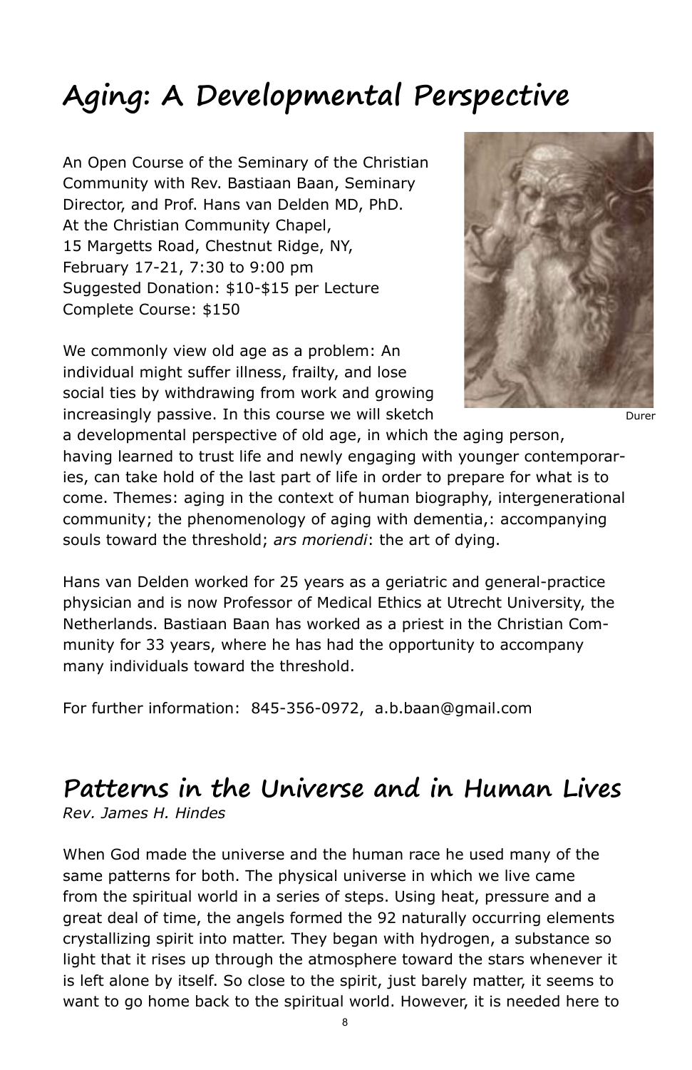# Aging: A Developmental Perspective

An Open Course of the Seminary of the Christian Community with Rev. Bastiaan Baan, Seminary Director, and Prof. Hans van Delden MD, PhD.
At the Christian Community Chapel,
15 Margetts Road, Chestnut Ridge, NY,
February 17-21, 7:30 to 9:00 pm
Suggested Donation: $10-$15 per Lecture
Complete Course: $150

Durer

We commonly view old age as a problem: An individual might suffer illness, frailty, and lose social ties by withdrawing from work and growing increasingly passive. In this course we will sketch a developmental perspective of old age, in which the aging person, having learned to trust life and newly engaging with younger contemporaries, can take hold of the last part of life in order to prepare for what is to come. Themes: aging in the context of human biography, intergenerational community; the phenomenology of aging with dementia,: accompanying souls toward the threshold; *ars moriendi*: the art of dying.

Hans van Delden worked for 25 years as a geriatric and general-practice physician and is now Professor of Medical Ethics at Utrecht University, the Netherlands. Bastiaan Baan has worked as a priest in the Christian Community for 33 years, where he has had the opportunity to accompany many individuals toward the threshold.

For further information: 845-356-0972, a.b.baan@gmail.com

# Patterns in the Universe and in Human Lives

*Rev. James H. Hindes*

When God made the universe and the human race he used many of the same patterns for both. The physical universe in which we live came from the spiritual world in a series of steps. Using heat, pressure and a great deal of time, the angels formed the 92 naturally occurring elements crystallizing spirit into matter. They began with hydrogen, a substance so light that it rises up through the atmosphere toward the stars whenever it is left alone by itself. So close to the spirit, just barely matter, it seems to want to go home back to the spiritual world. However, it is needed here to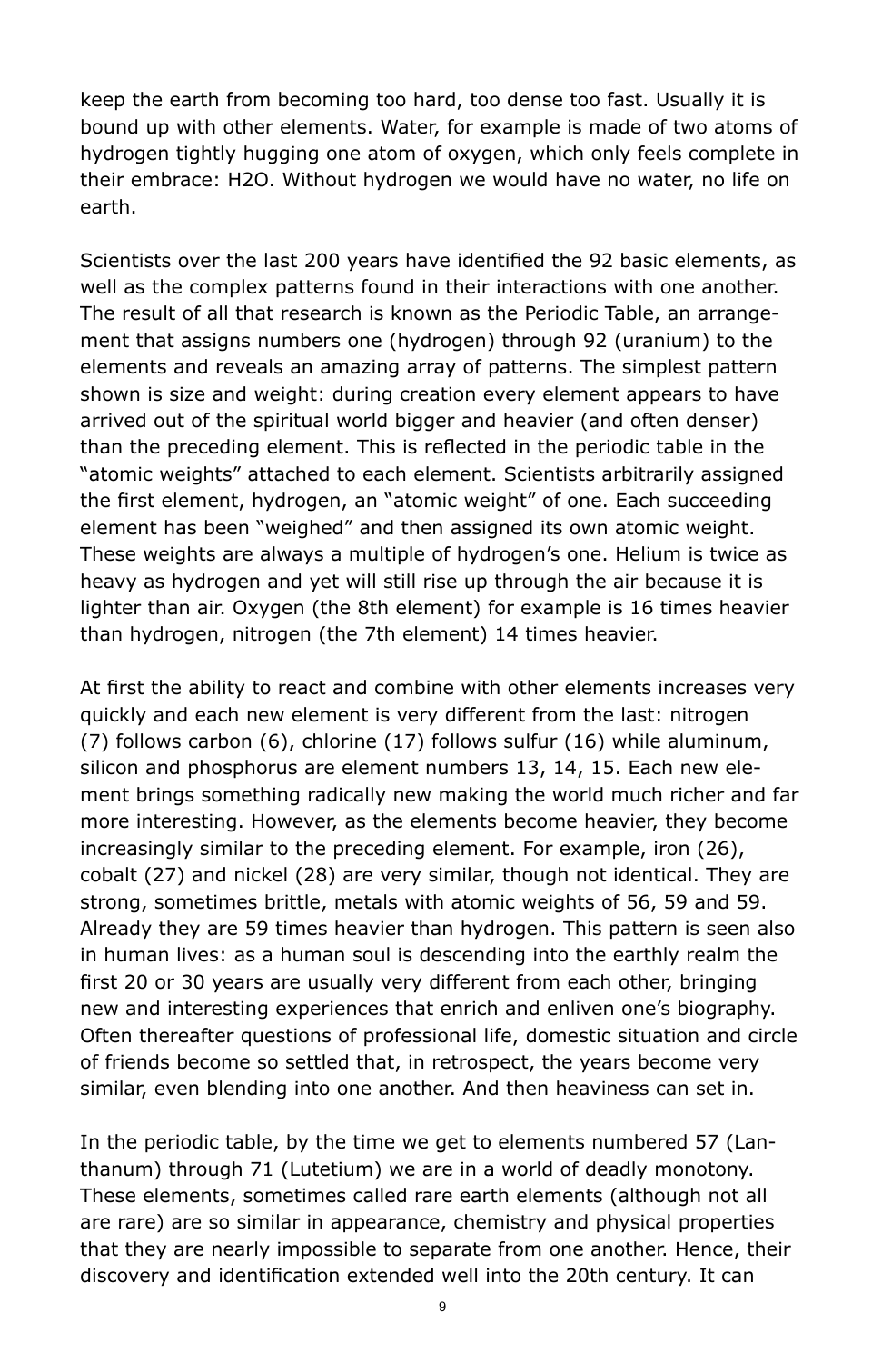keep the earth from becoming too hard, too dense too fast. Usually it is bound up with other elements. Water, for example is made of two atoms of hydrogen tightly hugging one atom of oxygen, which only feels complete in their embrace: $H_2O$. Without hydrogen we would have no water, no life on earth.

Scientists over the last 200 years have identified the 92 basic elements, as well as the complex patterns found in their interactions with one another. The result of all that research is known as the Periodic Table, an arrangement that assigns numbers one (hydrogen) through 92 (uranium) to the elements and reveals an amazing array of patterns. The simplest pattern shown is size and weight: during creation every element appears to have arrived out of the spiritual world bigger and heavier (and often denser) than the preceding element. This is reflected in the periodic table in the "atomic weights" attached to each element. Scientists arbitrarily assigned the first element, hydrogen, an "atomic weight" of one. Each succeeding element has been "weighed" and then assigned its own atomic weight. These weights are always a multiple of hydrogen's one. Helium is twice as heavy as hydrogen and yet will still rise up through the air because it is lighter than air. Oxygen (the 8th element) for example is 16 times heavier than hydrogen, nitrogen (the 7th element) 14 times heavier.

At first the ability to react and combine with other elements increases very quickly and each new element is very different from the last: nitrogen (7) follows carbon (6), chlorine (17) follows sulfur (16) while aluminum, silicon and phosphorus are element numbers 13, 14, 15. Each new element brings something radically new making the world much richer and far more interesting. However, as the elements become heavier, they become increasingly similar to the preceding element. For example, iron (26), cobalt (27) and nickel (28) are very similar, though not identical. They are strong, sometimes brittle, metals with atomic weights of 56, 59 and 59. Already they are 59 times heavier than hydrogen. This pattern is seen also in human lives: as a human soul is descending into the earthly realm the first 20 or 30 years are usually very different from each other, bringing new and interesting experiences that enrich and enliven one's biography. Often thereafter questions of professional life, domestic situation and circle of friends become so settled that, in retrospect, the years become very similar, even blending into one another. And then heaviness can set in.

In the periodic table, by the time we get to elements numbered 57 (Lanthanum) through 71 (Lutetium) we are in a world of deadly monotony. These elements, sometimes called rare earth elements (although not all are rare) are so similar in appearance, chemistry and physical properties that they are nearly impossible to separate from one another. Hence, their discovery and identification extended well into the 20th century. It can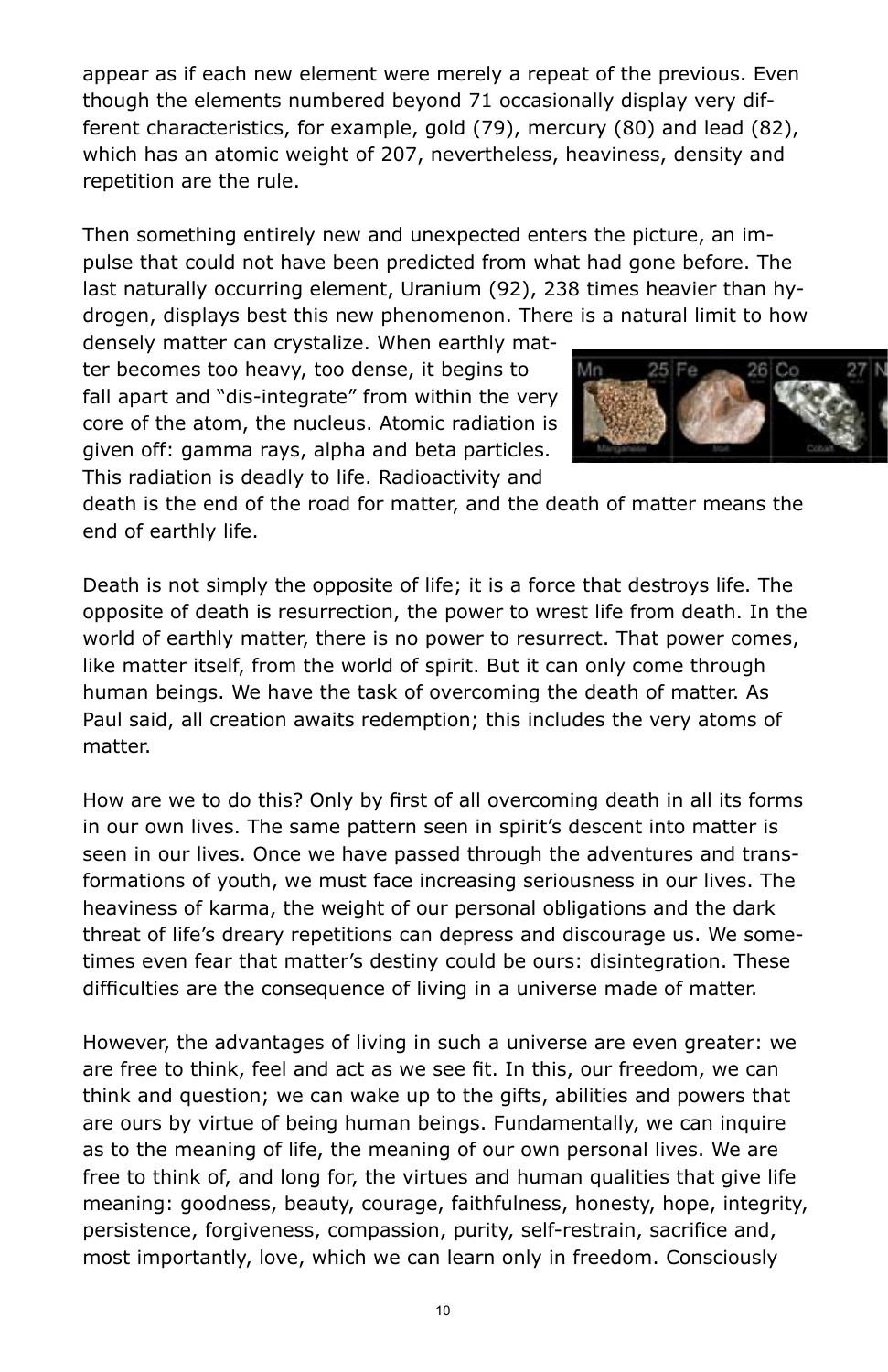appear as if each new element were merely a repeat of the previous. Even though the elements numbered beyond 71 occasionally display very different characteristics, for example, gold (79), mercury (80) and lead (82), which has an atomic weight of 207, nevertheless, heaviness, density and repetition are the rule.

Then something entirely new and unexpected enters the picture, an impulse that could not have been predicted from what had gone before. The last naturally occurring element, Uranium (92), 238 times heavier than hydrogen, displays best this new phenomenon. There is a natural limit to how densely matter can crystalize. When earthly matter becomes too heavy, too dense, it begins to fall apart and "dis-integrate" from within the very core of the atom, the nucleus. Atomic radiation is given off: gamma rays, alpha and beta particles. This radiation is deadly to life. Radioactivity and death is the end of the road for matter, and the death of matter means the end of earthly life.

Death is not simply the opposite of life; it is a force that destroys life. The opposite of death is resurrection, the power to wrest life from death. In the world of earthly matter, there is no power to resurrect. That power comes, like matter itself, from the world of spirit. But it can only come through human beings. We have the task of overcoming the death of matter. As Paul said, all creation awaits redemption; this includes the very atoms of matter.

How are we to do this? Only by first of all overcoming death in all its forms in our own lives. The same pattern seen in spirit's descent into matter is seen in our lives. Once we have passed through the adventures and transformations of youth, we must face increasing seriousness in our lives. The heaviness of karma, the weight of our personal obligations and the dark threat of life's dreary repetitions can depress and discourage us. We sometimes even fear that matter's destiny could be ours: disintegration. These difficulties are the consequence of living in a universe made of matter.

However, the advantages of living in such a universe are even greater: we are free to think, feel and act as we see fit. In this, our freedom, we can think and question; we can wake up to the gifts, abilities and powers that are ours by virtue of being human beings. Fundamentally, we can inquire as to the meaning of life, the meaning of our own personal lives. We are free to think of, and long for, the virtues and human qualities that give life meaning: goodness, beauty, courage, faithfulness, honesty, hope, integrity, persistence, forgiveness, compassion, purity, self-restrain, sacrifice and, most importantly, love, which we can learn only in freedom. Consciously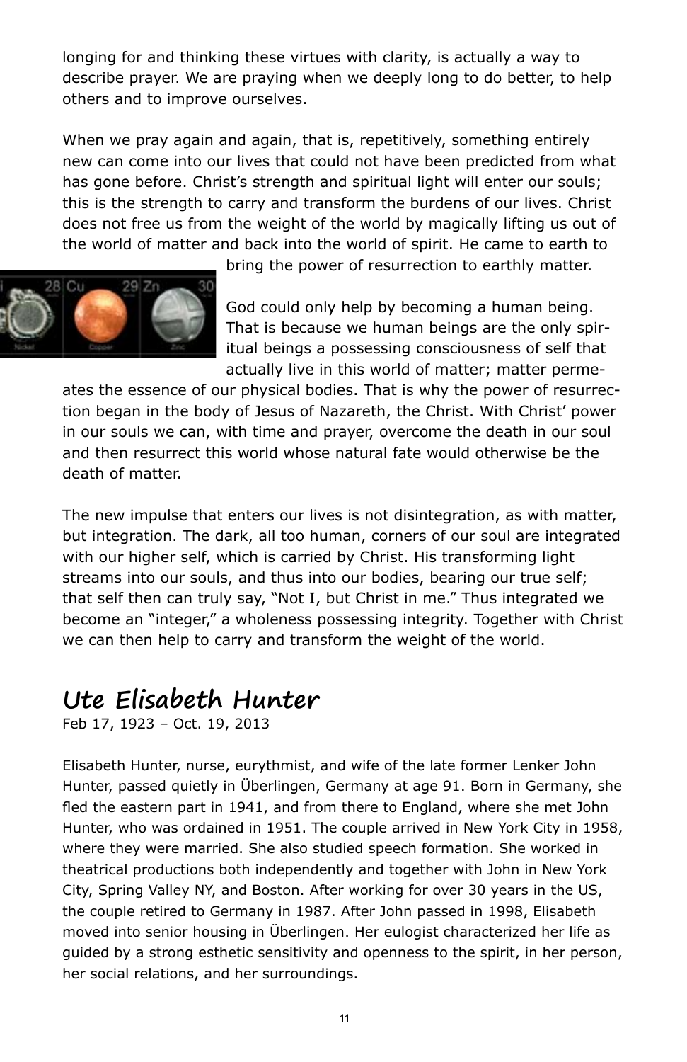longing for and thinking these virtues with clarity, is actually a way to describe prayer. We are praying when we deeply long to do better, to help others and to improve ourselves.

When we pray again and again, that is, repetitively, something entirely new can come into our lives that could not have been predicted from what has gone before. Christ's strength and spiritual light will enter our souls; this is the strength to carry and transform the burdens of our lives. Christ does not free us from the weight of the world by magically lifting us out of the world of matter and back into the world of spirit. He came to earth to bring the power of resurrection to earthly matter.

God could only help by becoming a human being. That is because we human beings are the only spiritual beings a possessing consciousness of self that actually live in this world of matter; matter permeates the essence of our physical bodies. That is why the power of resurrection began in the body of Jesus of Nazareth, the Christ. With Christ' power in our souls we can, with time and prayer, overcome the death in our soul and then resurrect this world whose natural fate would otherwise be the death of matter.

The new impulse that enters our lives is not disintegration, as with matter, but integration. The dark, all too human, corners of our soul are integrated with our higher self, which is carried by Christ. His transforming light streams into our souls, and thus into our bodies, bearing our true self; that self then can truly say, "Not I, but Christ in me." Thus integrated we become an "integer," a wholeness possessing integrity. Together with Christ we can then help to carry and transform the weight of the world.

## Ute Elisabeth Hunter

Feb 17, 1923 – Oct. 19, 2013

Elisabeth Hunter, nurse, eurythmist, and wife of the late former Lenker John Hunter, passed quietly in Überlingen, Germany at age 91. Born in Germany, she fled the eastern part in 1941, and from there to England, where she met John Hunter, who was ordained in 1951. The couple arrived in New York City in 1958, where they were married. She also studied speech formation. She worked in theatrical productions both independently and together with John in New York City, Spring Valley NY, and Boston. After working for over 30 years in the US, the couple retired to Germany in 1987. After John passed in 1998, Elisabeth moved into senior housing in Überlingen. Her eulogist characterized her life as guided by a strong esthetic sensitivity and openness to the spirit, in her person, her social relations, and her surroundings.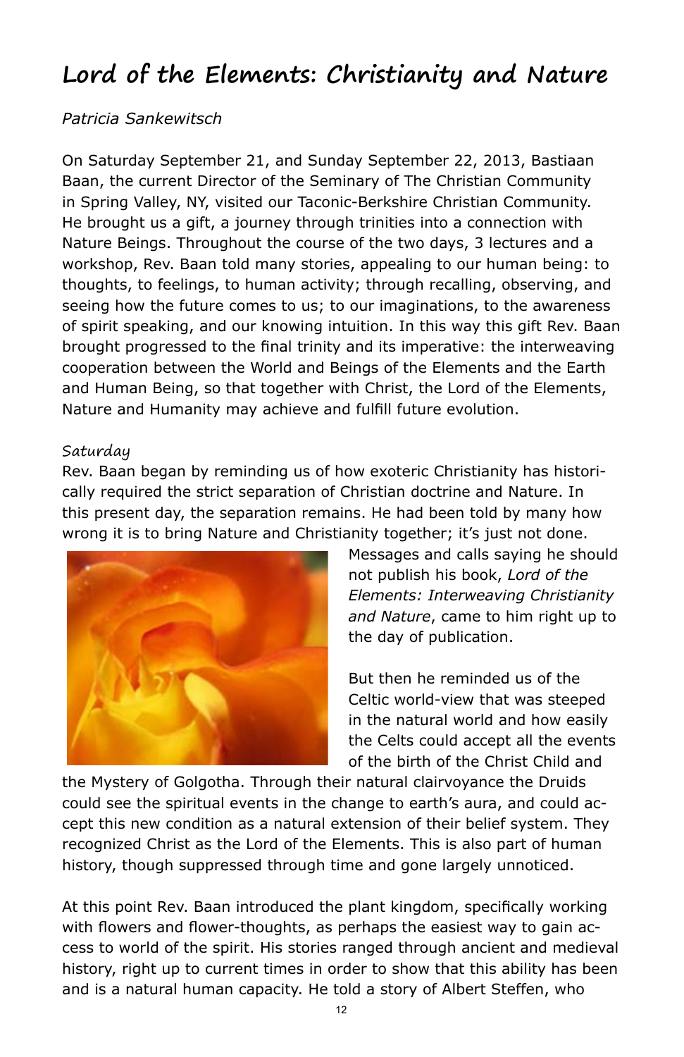# Lord of the Elements: Christianity and Nature

*Patricia Sankewitsch*

On Saturday September 21, and Sunday September 22, 2013, Bastiaan Baan, the current Director of the Seminary of The Christian Community in Spring Valley, NY, visited our Taconic-Berkshire Christian Community. He brought us a gift, a journey through trinities into a connection with Nature Beings. Throughout the course of the two days, 3 lectures and a workshop, Rev. Baan told many stories, appealing to our human being: to thoughts, to feelings, to human activity; through recalling, observing, and seeing how the future comes to us; to our imaginations, to the awareness of spirit speaking, and our knowing intuition. In this way this gift Rev. Baan brought progressed to the final trinity and its imperative: the interweaving cooperation between the World and Beings of the Elements and the Earth and Human Being, so that together with Christ, the Lord of the Elements, Nature and Humanity may achieve and fulfill future evolution.

## Saturday

Rev. Baan began by reminding us of how exoteric Christianity has historically required the strict separation of Christian doctrine and Nature. In this present day, the separation remains. He had been told by many how wrong it is to bring Nature and Christianity together; it's just not done. Messages and calls saying he should not publish his book, *Lord of the Elements: Interweaving Christianity and Nature*, came to him right up to the day of publication.

But then he reminded us of the Celtic world-view that was steeped in the natural world and how easily the Celts could accept all the events of the birth of the Christ Child and the Mystery of Golgotha. Through their natural clairvoyance the Druids could see the spiritual events in the change to earth's aura, and could accept this new condition as a natural extension of their belief system. They recognized Christ as the Lord of the Elements. This is also part of human history, though suppressed through time and gone largely unnoticed.

At this point Rev. Baan introduced the plant kingdom, specifically working with flowers and flower-thoughts, as perhaps the easiest way to gain access to world of the spirit. His stories ranged through ancient and medieval history, right up to current times in order to show that this ability has been and is a natural human capacity. He told a story of Albert Steffen, who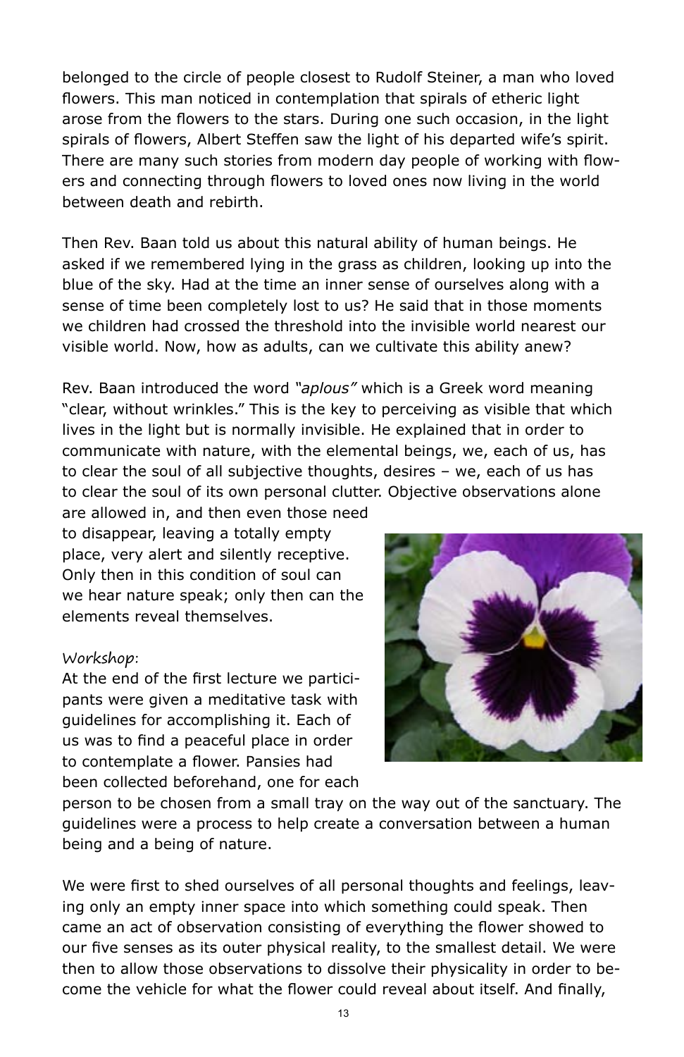belonged to the circle of people closest to Rudolf Steiner, a man who loved flowers. This man noticed in contemplation that spirals of etheric light arose from the flowers to the stars. During one such occasion, in the light spirals of flowers, Albert Steffen saw the light of his departed wife's spirit. There are many such stories from modern day people of working with flowers and connecting through flowers to loved ones now living in the world between death and rebirth.

Then Rev. Baan told us about this natural ability of human beings. He asked if we remembered lying in the grass as children, looking up into the blue of the sky. Had at the time an inner sense of ourselves along with a sense of time been completely lost to us? He said that in those moments we children had crossed the threshold into the invisible world nearest our visible world. Now, how as adults, can we cultivate this ability anew?

Rev. Baan introduced the word *"aplous"* which is a Greek word meaning "clear, without wrinkles." This is the key to perceiving as visible that which lives in the light but is normally invisible. He explained that in order to communicate with nature, with the elemental beings, we, each of us, has to clear the soul of all subjective thoughts, desires – we, each of us has to clear the soul of its own personal clutter. Objective observations alone are allowed in, and then even those need to disappear, leaving a totally empty place, very alert and silently receptive. Only then in this condition of soul can we hear nature speak; only then can the elements reveal themselves.

*Workshop*:

At the end of the first lecture we participants were given a meditative task with guidelines for accomplishing it. Each of us was to find a peaceful place in order to contemplate a flower. Pansies had been collected beforehand, one for each person to be chosen from a small tray on the way out of the sanctuary. The guidelines were a process to help create a conversation between a human being and a being of nature.

We were first to shed ourselves of all personal thoughts and feelings, leaving only an empty inner space into which something could speak. Then came an act of observation consisting of everything the flower showed to our five senses as its outer physical reality, to the smallest detail. We were then to allow those observations to dissolve their physicality in order to become the vehicle for what the flower could reveal about itself. And finally,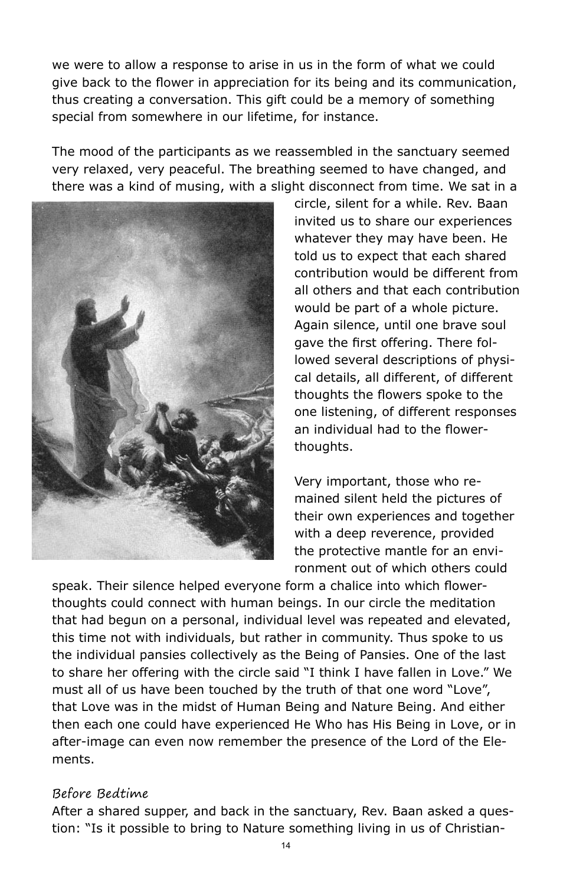we were to allow a response to arise in us in the form of what we could give back to the flower in appreciation for its being and its communication, thus creating a conversation. This gift could be a memory of something special from somewhere in our lifetime, for instance.

The mood of the participants as we reassembled in the sanctuary seemed very relaxed, very peaceful. The breathing seemed to have changed, and there was a kind of musing, with a slight disconnect from time. We sat in a circle, silent for a while. Rev. Baan invited us to share our experiences whatever they may have been. He told us to expect that each shared contribution would be different from all others and that each contribution would be part of a whole picture. Again silence, until one brave soul gave the first offering. There followed several descriptions of physical details, all different, of different thoughts the flowers spoke to the one listening, of different responses an individual had to the flower-thoughts.

Very important, those who remained silent held the pictures of their own experiences and together with a deep reverence, provided the protective mantle for an environment out of which others could speak. Their silence helped everyone form a chalice into which flower-thoughts could connect with human beings. In our circle the meditation that had begun on a personal, individual level was repeated and elevated, this time not with individuals, but rather in community. Thus spoke to us the individual pansies collectively as the Being of Pansies. One of the last to share her offering with the circle said "I think I have fallen in Love." We must all of us have been touched by the truth of that one word "Love", that Love was in the midst of Human Being and Nature Being. And either then each one could have experienced He Who has His Being in Love, or in after-image can even now remember the presence of the Lord of the Elements.

### Before Bedtime

After a shared supper, and back in the sanctuary, Rev. Baan asked a question: "Is it possible to bring to Nature something living in us of Christian-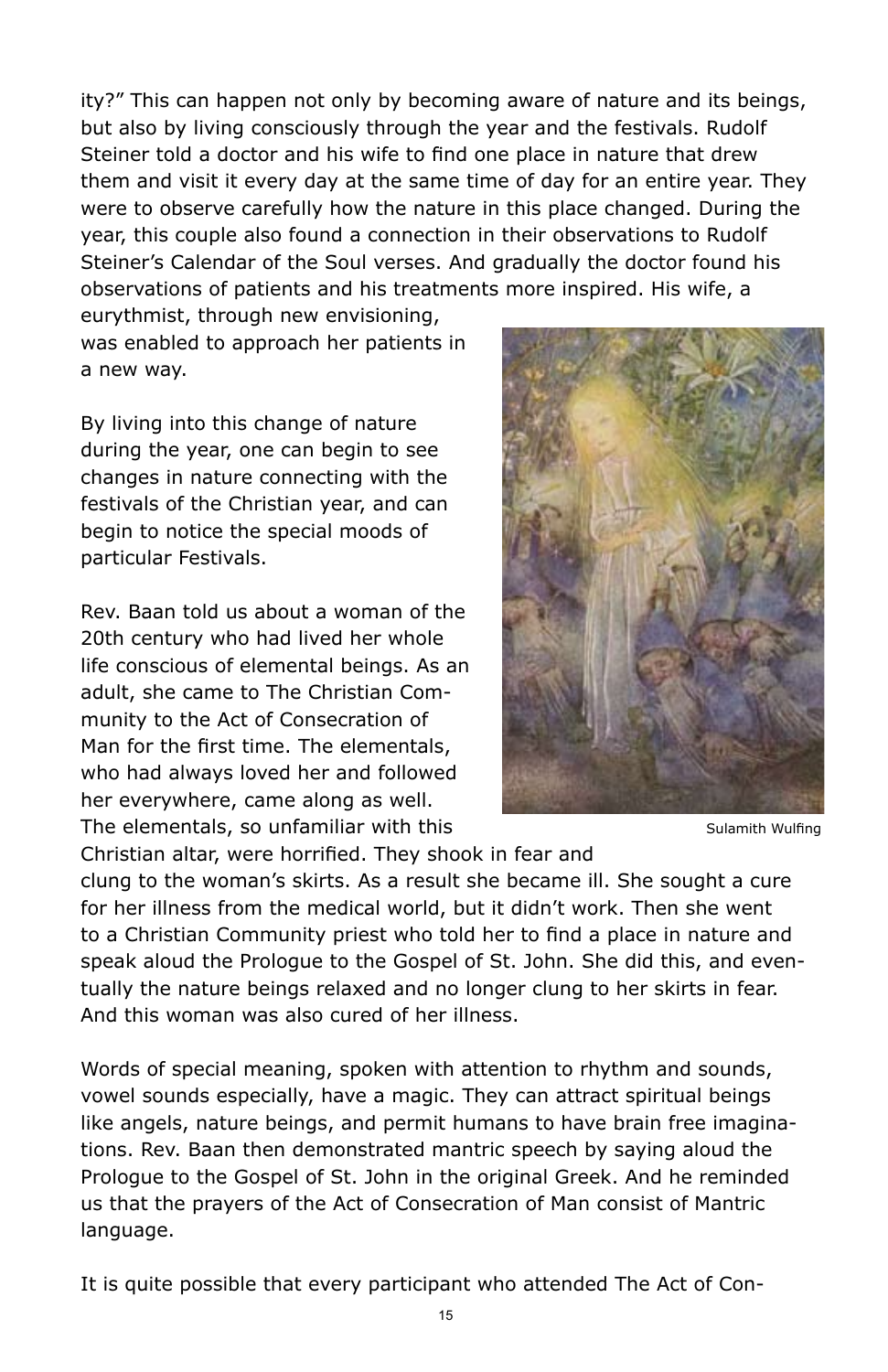ity?" This can happen not only by becoming aware of nature and its beings, but also by living consciously through the year and the festivals. Rudolf Steiner told a doctor and his wife to find one place in nature that drew them and visit it every day at the same time of day for an entire year. They were to observe carefully how the nature in this place changed. During the year, this couple also found a connection in their observations to Rudolf Steiner's Calendar of the Soul verses. And gradually the doctor found his observations of patients and his treatments more inspired. His wife, a eurythmist, through new envisioning, was enabled to approach her patients in a new way.

By living into this change of nature during the year, one can begin to see changes in nature connecting with the festivals of the Christian year, and can begin to notice the special moods of particular Festivals.

Rev. Baan told us about a woman of the 20th century who had lived her whole life conscious of elemental beings. As an adult, she came to The Christian Community to the Act of Consecration of Man for the first time. The elementals, who had always loved her and followed her everywhere, came along as well. The elementals, so unfamiliar with this Christian altar, were horrified. They shook in fear and clung to the woman's skirts. As a result she became ill. She sought a cure for her illness from the medical world, but it didn't work. Then she went to a Christian Community priest who told her to find a place in nature and speak aloud the Prologue to the Gospel of St. John. She did this, and eventually the nature beings relaxed and no longer clung to her skirts in fear. And this woman was also cured of her illness.

Sulamith Wulfing

Words of special meaning, spoken with attention to rhythm and sounds, vowel sounds especially, have a magic. They can attract spiritual beings like angels, nature beings, and permit humans to have brain free imaginations. Rev. Baan then demonstrated mantric speech by saying aloud the Prologue to the Gospel of St. John in the original Greek. And he reminded us that the prayers of the Act of Consecration of Man consist of Mantric language.

It is quite possible that every participant who attended The Act of Con-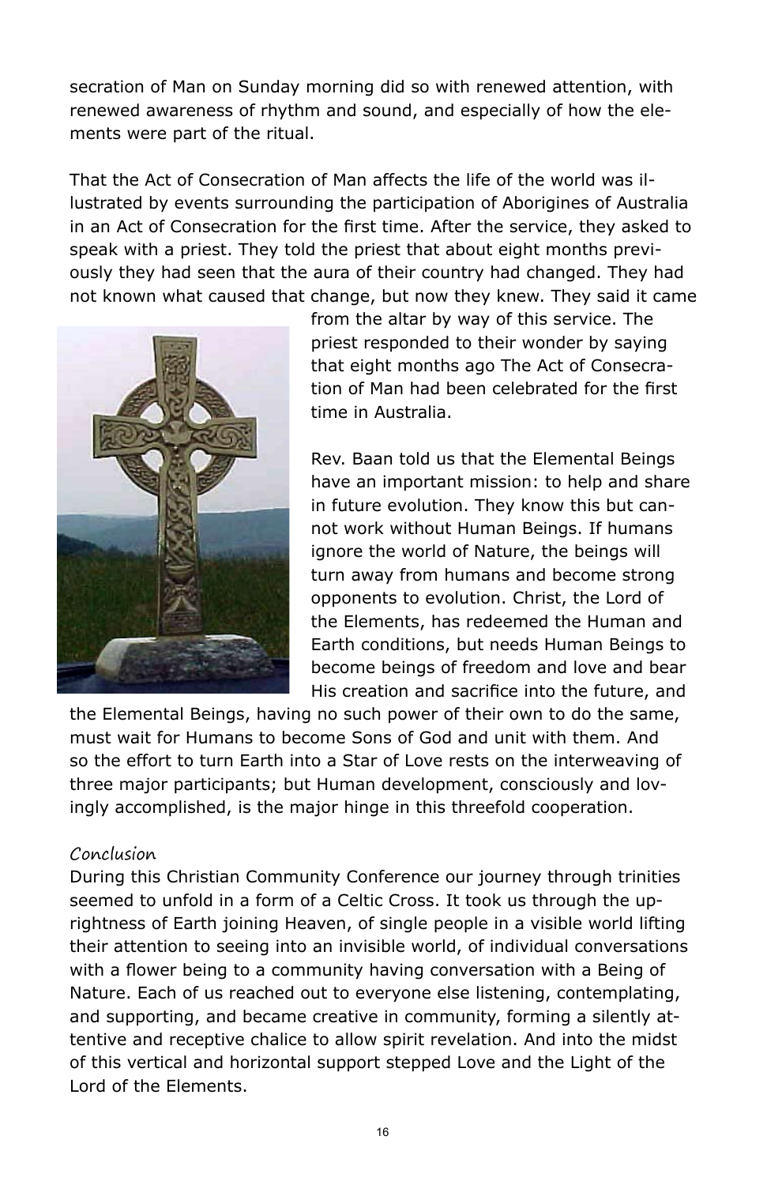secration of Man on Sunday morning did so with renewed attention, with renewed awareness of rhythm and sound, and especially of how the elements were part of the ritual.

That the Act of Consecration of Man affects the life of the world was illustrated by events surrounding the participation of Aborigines of Australia in an Act of Consecration for the first time. After the service, they asked to speak with a priest. They told the priest that about eight months previously they had seen that the aura of their country had changed. They had not known what caused that change, but now they knew. They said it came from the altar by way of this service. The priest responded to their wonder by saying that eight months ago The Act of Consecration of Man had been celebrated for the first time in Australia.

Rev. Baan told us that the Elemental Beings have an important mission: to help and share in future evolution. They know this but cannot work without Human Beings. If humans ignore the world of Nature, the beings will turn away from humans and become strong opponents to evolution. Christ, the Lord of the Elements, has redeemed the Human and Earth conditions, but needs Human Beings to become beings of freedom and love and bear His creation and sacrifice into the future, and the Elemental Beings, having no such power of their own to do the same, must wait for Humans to become Sons of God and unit with them. And so the effort to turn Earth into a Star of Love rests on the interweaving of three major participants; but Human development, consciously and lovingly accomplished, is the major hinge in this threefold cooperation.

### Conclusion

During this Christian Community Conference our journey through trinities seemed to unfold in a form of a Celtic Cross. It took us through the uprightness of Earth joining Heaven, of single people in a visible world lifting their attention to seeing into an invisible world, of individual conversations with a flower being to a community having conversation with a Being of Nature. Each of us reached out to everyone else listening, contemplating, and supporting, and became creative in community, forming a silently attentive and receptive chalice to allow spirit revelation. And into the midst of this vertical and horizontal support stepped Love and the Light of the Lord of the Elements.